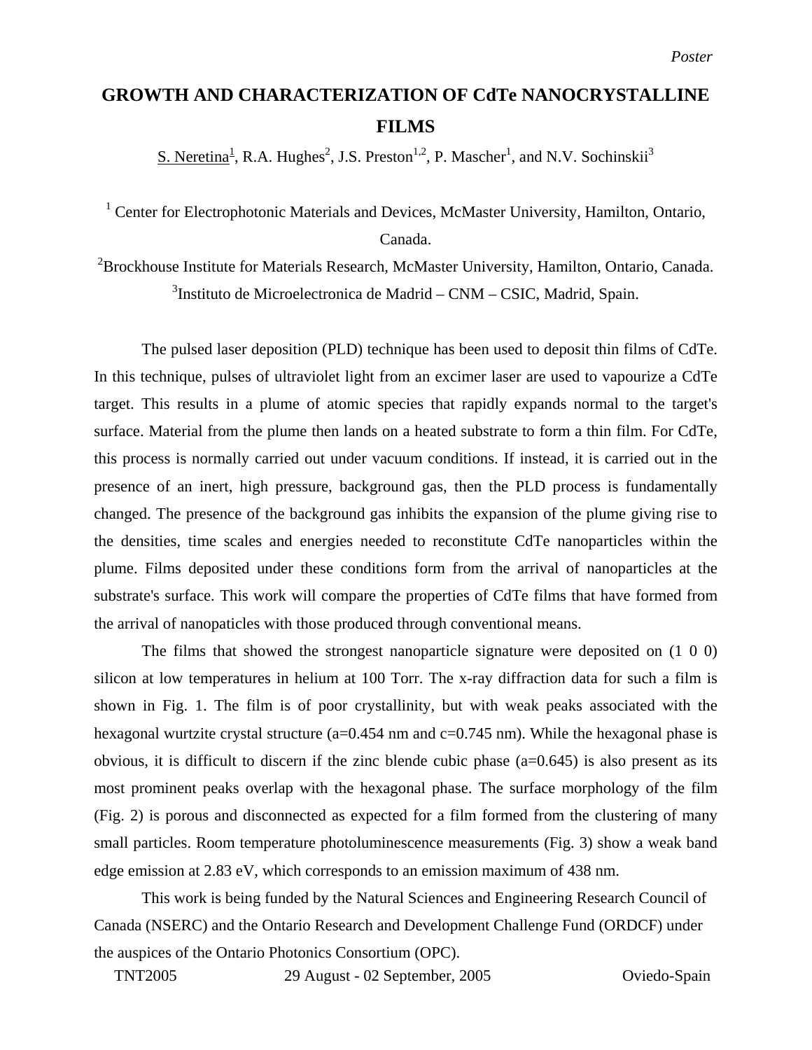*Poster*

# GROWTH AND CHARACTERIZATION OF CdTe NANOCRYSTALLINE FILMS

S. Neretina[1], R.A. Hughes[2], J.S. Preston[1,2], P. Mascher[1], and N.V. Sochinskii[3]

[1] Center for Electrophotonic Materials and Devices, McMaster University, Hamilton, Ontario, Canada.

[2]Brockhouse Institute for Materials Research, McMaster University, Hamilton, Ontario, Canada.

[3]Instituto de Microelectronica de Madrid – CNM – CSIC, Madrid, Spain.

The pulsed laser deposition (PLD) technique has been used to deposit thin films of CdTe. In this technique, pulses of ultraviolet light from an excimer laser are used to vapourize a CdTe target. This results in a plume of atomic species that rapidly expands normal to the target's surface. Material from the plume then lands on a heated substrate to form a thin film. For CdTe, this process is normally carried out under vacuum conditions. If instead, it is carried out in the presence of an inert, high pressure, background gas, then the PLD process is fundamentally changed. The presence of the background gas inhibits the expansion of the plume giving rise to the densities, time scales and energies needed to reconstitute CdTe nanoparticles within the plume. Films deposited under these conditions form from the arrival of nanoparticles at the substrate's surface. This work will compare the properties of CdTe films that have formed from the arrival of nanopaticles with those produced through conventional means.

The films that showed the strongest nanoparticle signature were deposited on (1 0 0) silicon at low temperatures in helium at 100 Torr. The x-ray diffraction data for such a film is shown in Fig. 1. The film is of poor crystallinity, but with weak peaks associated with the hexagonal wurtzite crystal structure (a=0.454 nm and c=0.745 nm). While the hexagonal phase is obvious, it is difficult to discern if the zinc blende cubic phase (a=0.645) is also present as its most prominent peaks overlap with the hexagonal phase. The surface morphology of the film (Fig. 2) is porous and disconnected as expected for a film formed from the clustering of many small particles. Room temperature photoluminescence measurements (Fig. 3) show a weak band edge emission at 2.83 eV, which corresponds to an emission maximum of 438 nm.

This work is being funded by the Natural Sciences and Engineering Research Council of Canada (NSERC) and the Ontario Research and Development Challenge Fund (ORDCF) under the auspices of the Ontario Photonics Consortium (OPC).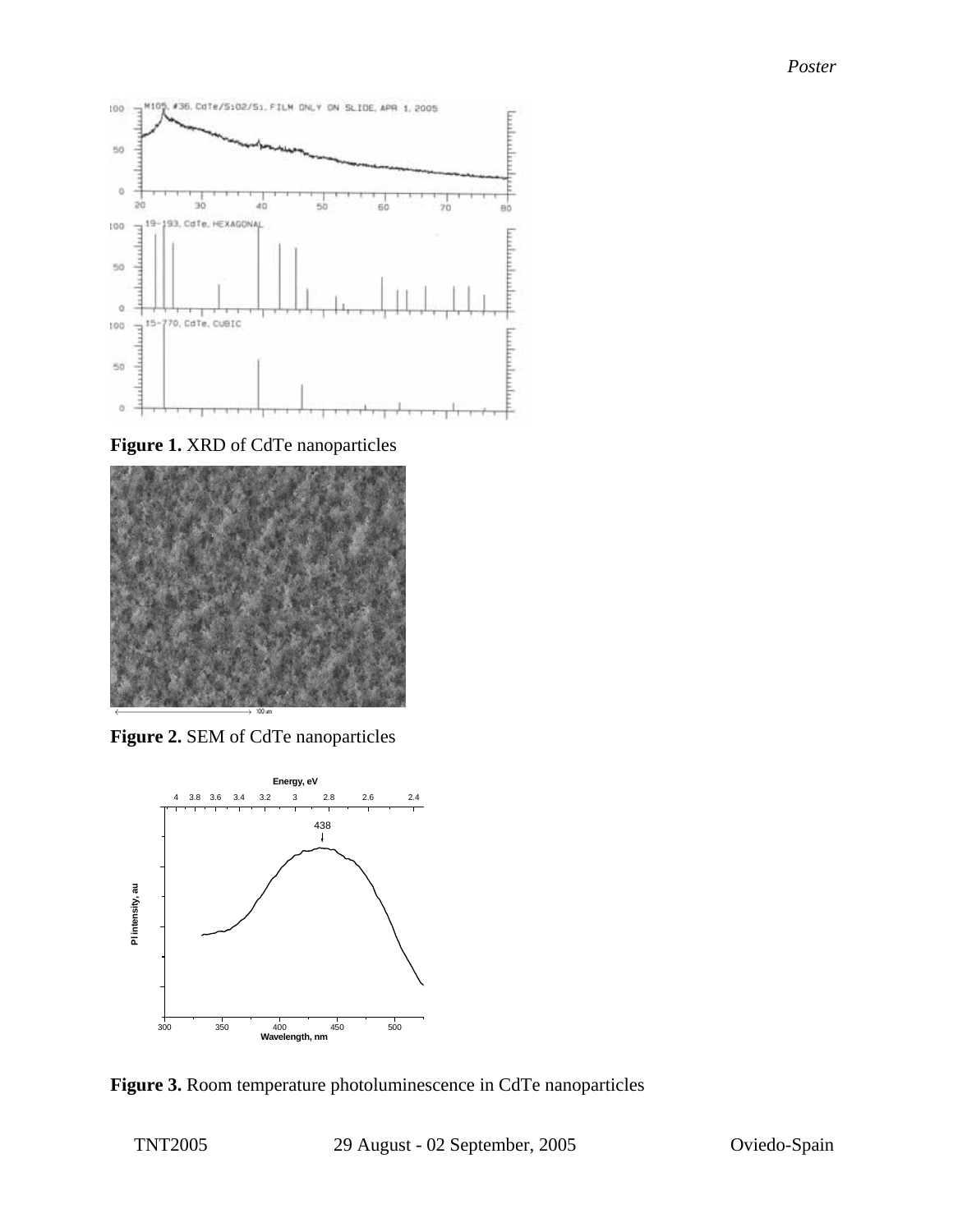M105, #36, CdTe/SiO2/Si, FILM ONLY ON SLIDE, APR 1, 2005

19-193, CdTe, HEXAGONAL

15-770, CdTe, CUBIC

**Figure 1.** XRD of CdTe nanoparticles

100 nm

**Figure 2.** SEM of CdTe nanoparticles

Energy, eV

438

Pl intensity, au

Wavelength, nm

**Figure 3.** Room temperature photoluminescence in CdTe nanoparticles